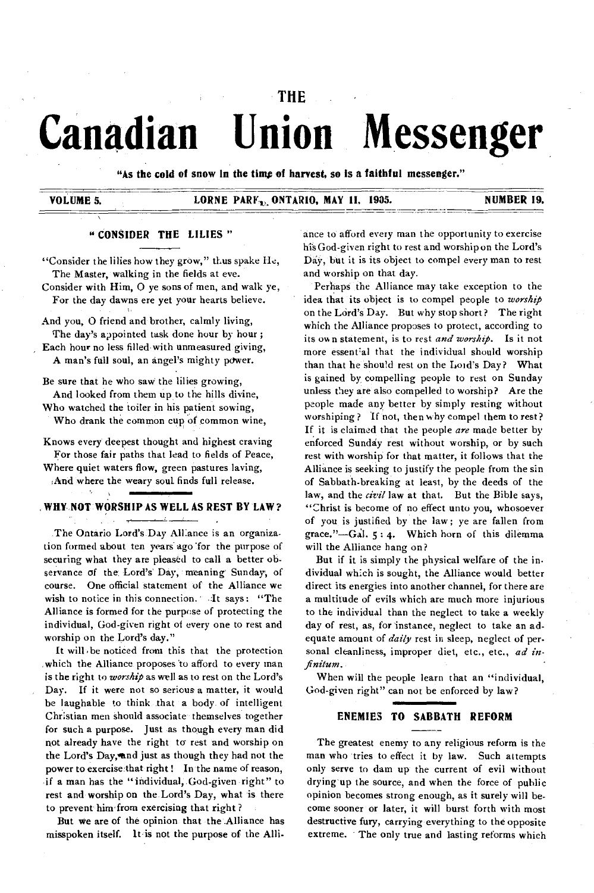# THE

# Canadian Union Messenger

**"As the cold of snow in the time of harvest, so is a faithful messenger."**

**VOLUME 5. LORNE PARK, ONTARIO, MAY 11, 1905. NUMBER 19.**

## "CONSIDER THE LILIES"

"Consider the lilies how they grow," thus spake He,
The Master, walking in the fields at eve.
Consider with Him, O ye sons of men, and walk ye,
For the day dawns ere yet your hearts believe.

And you, O friend and brother, calmly living,
The day's appointed task done hour by hour;
Each hour no less filled with unmeasured giving,
A man's full soul, an angel's mighty power.

Be sure that he who saw the lilies growing,
And looked from them up to the hills divine,
Who watched the toiler in his patient sowing,
Who drank the common cup of common wine,

Knows every deepest thought and highest craving
For those fair paths that lead to fields of Peace,
Where quiet waters flow, green pastures laving,
And where the weary soul finds full release.

## WHY NOT WORSHIP AS WELL AS REST BY LAW?

The Ontario Lord's Day Alliance is an organization formed about ten years ago for the purpose of securing what they are pleased to call a better observance of the Lord's Day, meaning Sunday, of course. One official statement of the Alliance we wish to notice in this connection. It says: "The Alliance is formed for the purpose of protecting the individual, God-given right of every one to rest and worship on the Lord's day."

It will be noticed from this that the protection which the Alliance proposes to afford to every man is the right to *worship* as well as to rest on the Lord's Day. If it were not so serious a matter, it would be laughable to think that a body of intelligent Christian men should associate themselves together for such a purpose. Just as though every man did not already have the right to rest and worship on the Lord's Day, and just as though they had not the power to exercise that right! In the name of reason, if a man has the "individual, God-given right" to rest and worship on the Lord's Day, what is there to prevent him from exercising that right?

But we are of the opinion that the Alliance has misspoken itself. It is not the purpose of the Alliance to afford every man the opportunity to exercise his God-given right to rest and worship on the Lord's Day, but it is its object to compel every man to rest and worship on that day.

Perhaps the Alliance may take exception to the idea that its object is to compel people to *worship* on the Lord's Day. But why stop short? The right which the Alliance proposes to protect, according to its own statement, is to rest *and worship*. Is it not more essential that the individual should worship than that he should rest on the Lord's Day? What is gained by compelling people to rest on Sunday unless they are also compelled to worship? Are the people made any better by simply resting without worshiping? If not, then why compel them to rest? If it is claimed that the people *are* made better by enforced Sunday rest without worship, or by such rest with worship for that matter, it follows that the Alliance is seeking to justify the people from the sin of Sabbath-breaking at least, by the deeds of the law, and the *civil* law at that. But the Bible says, "Christ is become of no effect unto you, whosoever of you is justified by the law; ye are fallen from grace."—Gal. 5 : 4. Which horn of this dilemma will the Alliance hang on?

But if it is simply the physical welfare of the individual which is sought, the Alliance would better direct its energies into another channel, for there are a multitude of evils which are much more injurious to the individual than the neglect to take a weekly day of rest, as, for instance, neglect to take an adequate amount of *daily* rest in sleep, neglect of personal cleanliness, improper diet, etc., etc., *ad infinitum*.

When will the people learn that an "individual, God-given right" can not be enforced by law?

## ENEMIES TO SABBATH REFORM

The greatest enemy to any religious reform is the man who tries to effect it by law. Such attempts only serve to dam up the current of evil without drying up the source, and when the force of public opinion becomes strong enough, as it surely will become sooner or later, it will burst forth with most destructive fury, carrying everything to the opposite extreme. The only true and lasting reforms which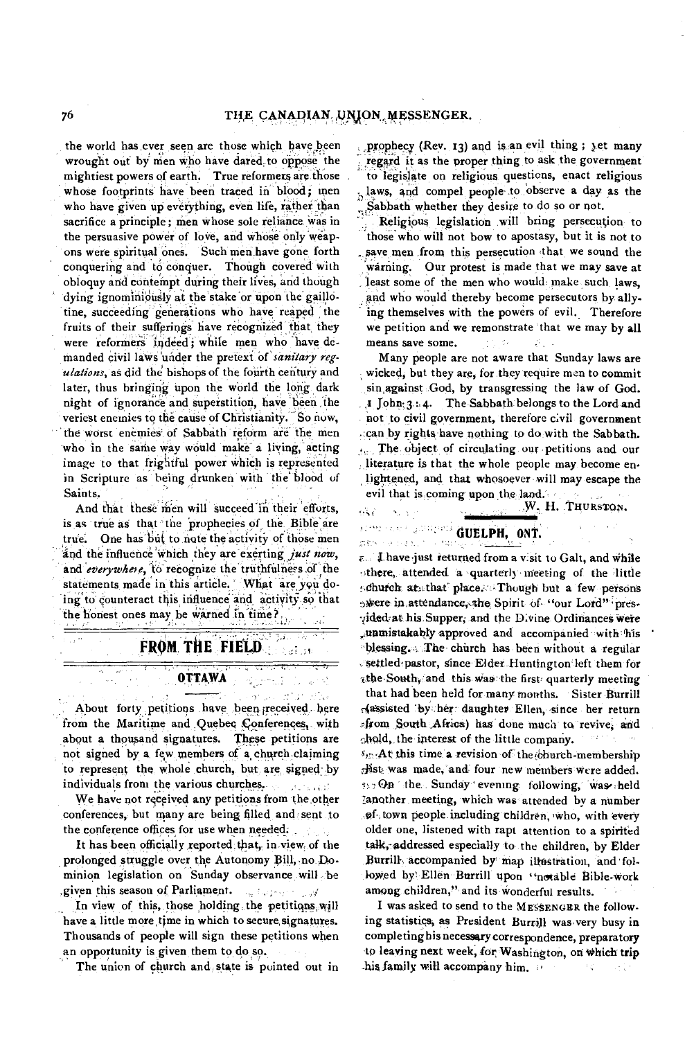the world has ever seen are those which have been wrought out by men who have dared to oppose the mightiest powers of earth. True reformers are those whose footprints have been traced in blood; men who have given up everything, even life, rather than sacrifice a principle; men whose sole reliance was in the persuasive power of love, and whose only weapons were spiritual ones. Such men have gone forth conquering and to conquer. Though covered with obloquy and contempt during their lives, and though dying ignominiously at the stake or upon the gaillotine, succeeding generations who have reaped the fruits of their sufferings have recognized that they were reformers indeed; while men who have demanded civil laws under the pretext of *sanitary regulations*, as did the bishops of the fourth century and later, thus bringing upon the world the long dark night of ignorance and superstition, have been the veriest enemies to the cause of Christianity. So now, the worst enemies of Sabbath reform are the men who in the same way would make a living, acting image to that frightful power which is represented in Scripture as being drunken with the blood of Saints.

And that these men will succeed in their efforts, is as true as that the prophecies of the Bible are true. One has but to note the activity of those men and the influence which they are exerting *just now*, and *everywhere*, to recognize the truthfulness of the statements made in this article. What are you doing to counteract this influence and activity so that the honest ones may be warned in time?

## FROM THE FIELD

### OTTAWA

About forty petitions have been received here from the Maritime and Quebec Conferences, with about a thousand signatures. These petitions are not signed by a few members of a church claiming to represent the whole church, but are signed by individuals from the various churches.

We have not received any petitions from the other conferences, but many are being filled and sent to the conference offices for use when needed.

It has been officially reported that, in view of the prolonged struggle over the Autonomy Bill, no Dominion legislation on Sunday observance will be given this season of Parliament.

In view of this, those holding the petitions will have a little more time in which to secure signatures. Thousands of people will sign these petitions when an opportunity is given them to do so.

The union of church and state is pointed out in prophecy (Rev. 13) and is an evil thing; yet many regard it as the proper thing to ask the government to legislate on religious questions, enact religious laws, and compel people to observe a day as the Sabbath whether they desire to do so or not.

Religious legislation will bring persecution to those who will not bow to apostasy, but it is not to save men from this persecution that we sound the warning. Our protest is made that we may save at least some of the men who would make such laws, and who would thereby become persecutors by allying themselves with the powers of evil. Therefore we petition and we remonstrate that we may by all means save some.

Many people are not aware that Sunday laws are wicked, but they are, for they require men to commit sin against God, by transgressing the law of God. 1 John 3:4. The Sabbath belongs to the Lord and not to civil government, therefore civil government can by rights have nothing to do with the Sabbath.

The object of circulating our petitions and our literature is that the whole people may become enlightened, and that whosoever will may escape the evil that is coming upon the land.

W. H. THURSTON.

### GUELPH, ONT.

I have just returned from a visit to Galt, and while there, attended a quarterly meeting of the little church at that place. Though but a few persons were in attendance, the Spirit of "our Lord" presided at his Supper, and the Divine Ordinances were unmistakably approved and accompanied with his blessing. The church has been without a regular settled pastor, since Elder Huntington left them for the South, and this was the first quarterly meeting that had been held for many months. Sister Burrill (assisted by her daughter Ellen, since her return from South Africa) has done much to revive, and hold, the interest of the little company.

At this time a revision of the church-membership list was made, and four new members were added. On the Sunday evening following, was held another meeting, which was attended by a number of town people including children, who, with every older one, listened with rapt attention to a spirited talk, addressed especially to the children, by Elder Burrill, accompanied by map illustration, and followed by Ellen Burrill upon "notable Bible-work among children," and its wonderful results.

I was asked to send to the MESSENGER the following statistics, as President Burrill was very busy in completing his necessary correspondence, preparatory to leaving next week, for Washington, on which trip his family will accompany him.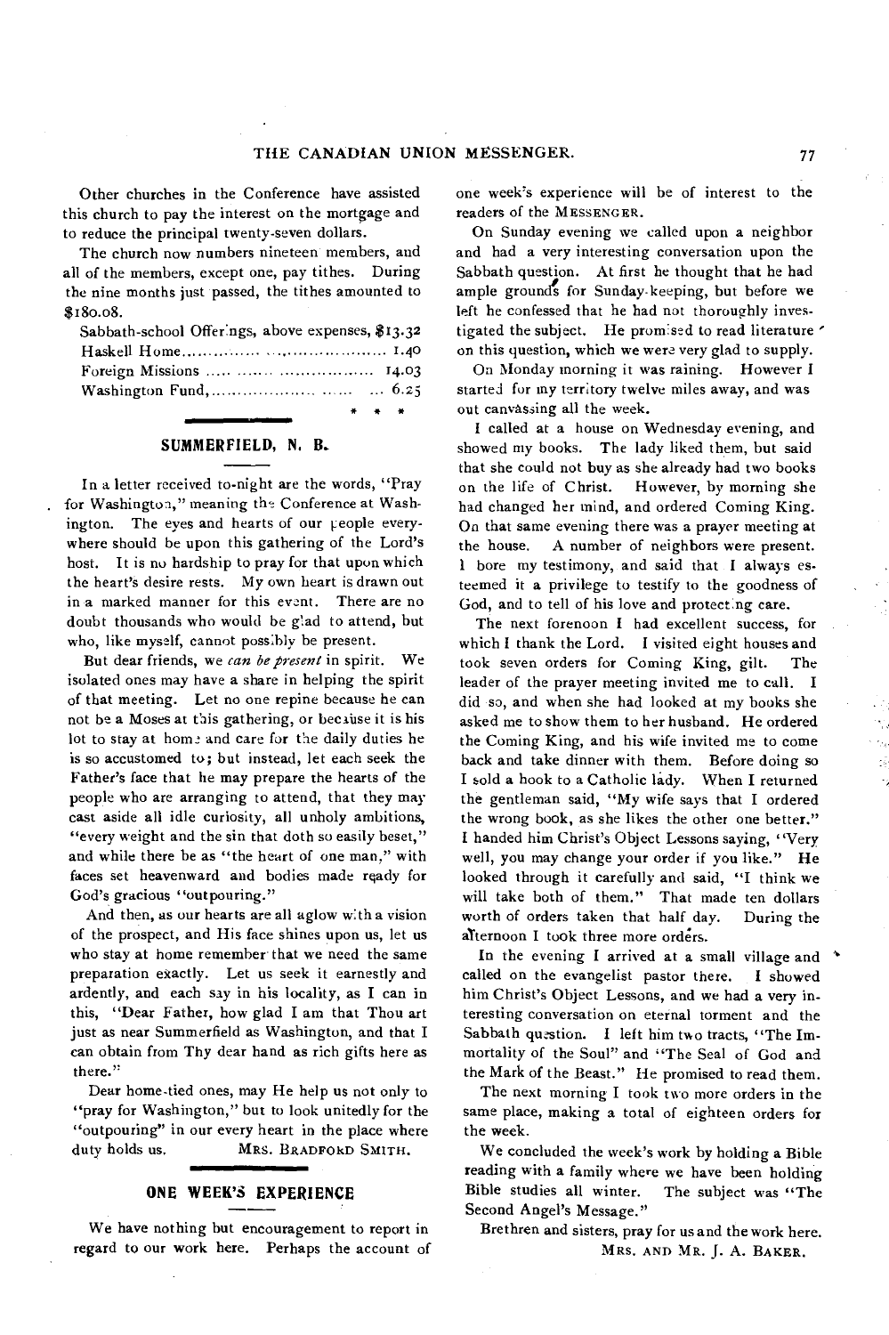Other churches in the Conference have assisted this church to pay the interest on the mortgage and to reduce the principal twenty-seven dollars.

The church now numbers nineteen members, and all of the members, except one, pay tithes. During the nine months just passed, the tithes amounted to $180.08.

| | |
|---|---|
| Sabbath-school Offerings, above expenses, | $13.32 |
| Haskell Home | 1.40 |
| Foreign Missions | 14.03 |
| Washington Fund | 6.25 |

\* \* \*

## SUMMERFIELD, N. B.

In a letter received to-night are the words, "Pray for Washington," meaning the Conference at Washington. The eyes and hearts of our people everywhere should be upon this gathering of the Lord's host. It is no hardship to pray for that upon which the heart's desire rests. My own heart is drawn out in a marked manner for this event. There are no doubt thousands who would be glad to attend, but who, like myself, cannot possibly be present.

But dear friends, we *can be present* in spirit. We isolated ones may have a share in helping the spirit of that meeting. Let no one repine because he can not be a Moses at this gathering, or because it is his lot to stay at home and care for the daily duties he is so accustomed to; but instead, let each seek the Father's face that he may prepare the hearts of the people who are arranging to attend, that they may cast aside all idle curiosity, all unholy ambitions, "every weight and the sin that doth so easily beset," and while there be as "the heart of one man," with faces set heavenward and bodies made ready for God's gracious "outpouring."

And then, as our hearts are all aglow with a vision of the prospect, and His face shines upon us, let us who stay at home remember that we need the same preparation exactly. Let us seek it earnestly and ardently, and each say in his locality, as I can in this, "Dear Father, how glad I am that Thou art just as near Summerfield as Washington, and that I can obtain from Thy dear hand as rich gifts here as there."

Dear home-tied ones, may He help us not only to "pray for Washington," but to look unitedly for the "outpouring" in our every heart in the place where duty holds us.

MRS. BRADFORD SMITH.

## ONE WEEK'S EXPERIENCE

We have nothing but encouragement to report in regard to our work here. Perhaps the account of one week's experience will be of interest to the readers of the MESSENGER.

On Sunday evening we called upon a neighbor and had a very interesting conversation upon the Sabbath question. At first he thought that he had ample grounds for Sunday-keeping, but before we left he confessed that he had not thoroughly investigated the subject. He promised to read literature on this question, which we were very glad to supply.

On Monday morning it was raining. However I started for my territory twelve miles away, and was out canvassing all the week.

I called at a house on Wednesday evening, and showed my books. The lady liked them, but said that she could not buy as she already had two books on the life of Christ. However, by morning she had changed her mind, and ordered Coming King. On that same evening there was a prayer meeting at the house. A number of neighbors were present. I bore my testimony, and said that I always esteemed it a privilege to testify to the goodness of God, and to tell of his love and protecting care.

The next forenoon I had excellent success, for which I thank the Lord. I visited eight houses and took seven orders for Coming King, gilt. The leader of the prayer meeting invited me to call. I did so, and when she had looked at my books she asked me to show them to her husband. He ordered the Coming King, and his wife invited me to come back and take dinner with them. Before doing so I sold a book to a Catholic lady. When I returned the gentleman said, "My wife says that I ordered the wrong book, as she likes the other one better." I handed him Christ's Object Lessons saying, "Very well, you may change your order if you like." He looked through it carefully and said, "I think we will take both of them." That made ten dollars worth of orders taken that half day. During the afternoon I took three more orders.

In the evening I arrived at a small village and called on the evangelist pastor there. I showed him Christ's Object Lessons, and we had a very interesting conversation on eternal torment and the Sabbath question. I left him two tracts, "The Immortality of the Soul" and "The Seal of God and the Mark of the Beast." He promised to read them.

The next morning I took two more orders in the same place, making a total of eighteen orders for the week.

We concluded the week's work by holding a Bible reading with a family where we have been holding Bible studies all winter. The subject was "The Second Angel's Message."

Brethren and sisters, pray for us and the work here.

MRS. AND MR. J. A. BAKER.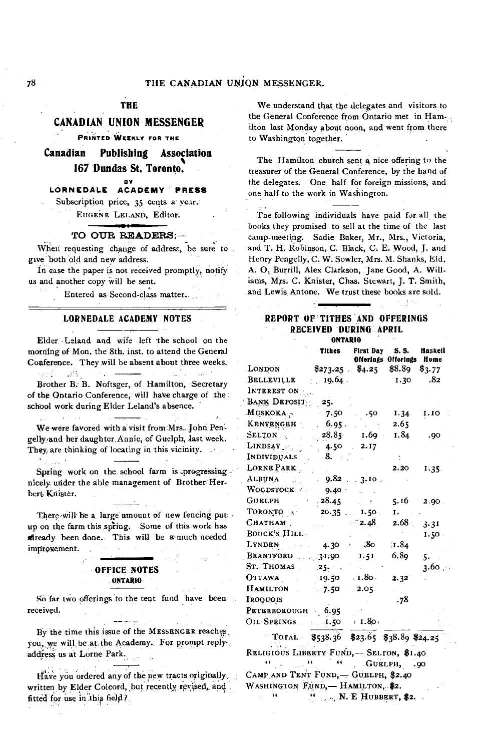# THE
## CANADIAN UNION MESSENGER

**PRINTED WEEKLY FOR THE**

## Canadian Publishing Association
### 167 Dundas St. Toronto.

BY

**LORNEDALE ACADEMY PRESS**

Subscription price, 35 cents a year.

EUGENE LELAND, Editor.

### TO OUR READERS:—

When requesting change of address, be sure to give both old and new address.

In case the paper is not received promptly, notify us and another copy will be sent.

Entered as Second-class matter.

## LORNEDALE ACADEMY NOTES

Elder Leland and wife left the school on the morning of Mon. the 8th. inst. to attend the General Conference. They will be absent about three weeks.

Brother B. B. Noftsger, of Hamilton, Secretary of the Ontario Conference, will have charge of the school work during Elder Leland's absence.

We were favored with a visit from Mrs. John Pengelly and her daughter Annie, of Guelph, last week. They are thinking of locating in this vicinity.

Spring work on the school farm is progressing nicely under the able management of Brother Herbert Knister.

There will be a large amount of new fencing put up on the farm this spring. Some of this work has already been done. This will be a much needed improvement.

## OFFICE NOTES
### ONTARIO

So far two offerings to the tent fund have been received.

By the time this issue of the MESSENGER reaches you, we will be at the Academy. For prompt reply address us at Lorne Park.

Have you ordered any of the new tracts originally written by Elder Colcord, but recently revised, and fitted for use in this field?

We understand that the delegates and visitors to the General Conference from Ontario met in Hamilton last Monday about noon, and went from there to Washington together.

The Hamilton church sent a nice offering to the treasurer of the General Conference, by the hand of the delegates. One half for foreign missions, and one half to the work in Washington.

The following individuals have paid for all the books they promised to sell at the time of the last camp-meeting. Sadie Baker, Mr., Mrs., Victoria, and T. H. Robinson, C. Black, C. E. Wood, J. and Henry Pengelly, C. W. Sowler, Mrs. M. Shanks, Eld. A. O. Burrill, Alex Clarkson, Jane Good, A. Williams, Mrs. C. Knister, Chas. Stewart, J. T. Smith, and Lewis Antone. We trust these books are sold.

## REPORT OF TITHES AND OFFERINGS RECEIVED DURING APRIL
### ONTARIO

| | Tithes | First Day Offerings | S. S. Offerings | Haskell Home |
|---|---|---|---|---|
| LONDON | $273.25 | $4.25 | $8.89 | $3.77 |
| BELLEVILLE | 19.64 | | 1.30 | .82 |
| INTEREST ON BANK DEPOSIT | 25. | | | |
| MUSKOKA | 7.50 | .50 | 1.34 | 1.10 |
| KENYENGEH | 6.95 | | 2.65 | |
| SELTON | 28.85 | 1.69 | 1.84 | .90 |
| LINDSAY | 4.50 | 2.17 | | |
| INDIVIDUALS | 8. | | | |
| LORNE PARK | | | 2.20 | 1.35 |
| ALBUNA | 9.82 | 3.10 | | |
| WOODSTOCK | 9.40 | | | |
| GUELPH | 28.45 | | 5.16 | 2.90 |
| TORONTO | 20.35 | 1.50 | 1. | |
| CHATHAM | | 2.48 | 2.68 | 3.31 |
| BOUCK'S HILL | | | | 1.50 |
| LYNDEN | 4.30 | .80 | 1.84 | |
| BRANTFORD | 31.90 | 1.51 | 6.89 | 5. |
| ST. THOMAS | 25. | | | 3.60 |
| OTTAWA | 19.50 | 1.80 | 2.32 | |
| HAMILTON | 7.50 | 2.05 | | |
| IROQUOIS | | | .78 | |
| PETERBOROUGH | 6.95 | | | |
| OIL SPRINGS | 1.50 | 1.80 | | |
| TOTAL | $538.36 | $23.65 | $38.89 | $24.25 |

RELIGIOUS LIBERTY FUND,— SELTON, $1.40
" " " GUELPH, .90
CAMP AND TENT FUND,— GUELPH, $2.40
WASHINGTON FUND,— HAMILTON, $2.
" " N. E HUBBERT, $2.